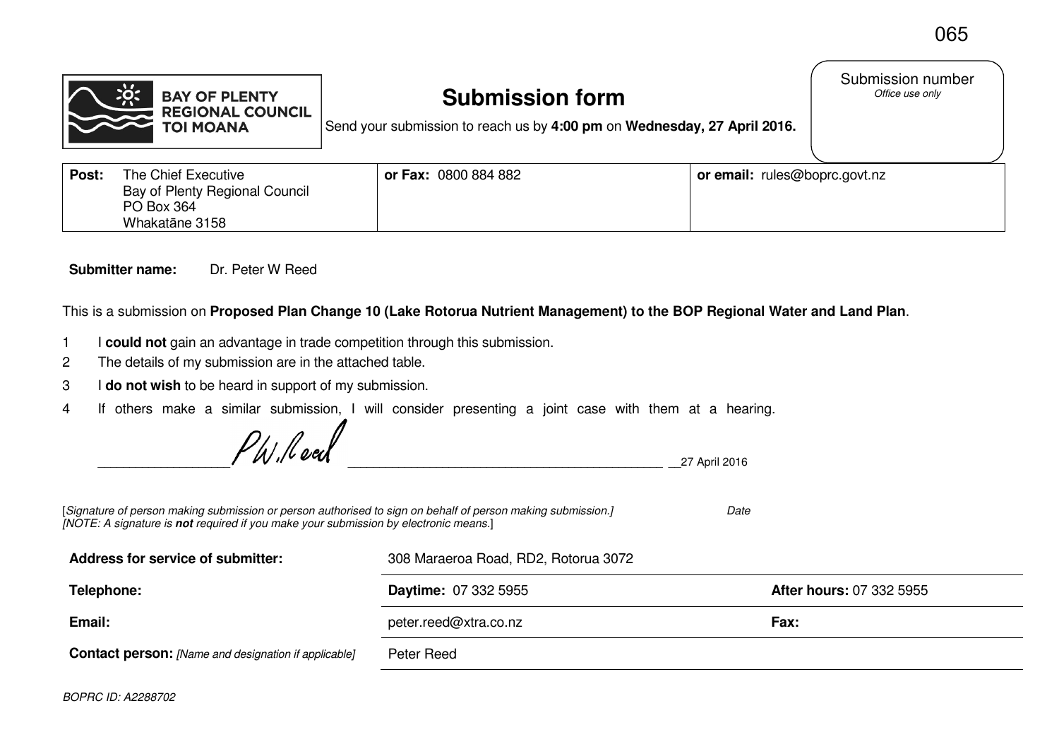065

**BAY OF PLENTY REGIONAL COUNCIL TOI MOANA**

# Submission form

Send your submission to reach us by **4:00 pm** on **Wednesday, 27 April 2016.**

Submission number
*Office use only*

| | | |
|---|---|---|
| **Post:** The Chief Executive<br>Bay of Plenty Regional Council<br>PO Box 364<br>Whakatāne 3158 | **or Fax:** 0800 884 882 | **or email:** rules@boprc.govt.nz |

**Submitter name:** Dr. Peter W Reed

This is a submission on **Proposed Plan Change 10 (Lake Rotorua Nutrient Management) to the BOP Regional Water and Land Plan**.

1. I **could not** gain an advantage in trade competition through this submission.
2. The details of my submission are in the attached table.
3. I **do not wish** to be heard in support of my submission.
4. If others make a similar submission, I will consider presenting a joint case with them at a hearing.

PW Reed __27 April 2016

[*Signature of person making submission or person authorised to sign on behalf of person making submission.*] *Date*
[*NOTE: A signature is **not** required if you make your submission by electronic means.*]

| | | |
|---|---|---|
| **Address for service of submitter:** | 308 Maraeroa Road, RD2, Rotorua 3072 | |
| **Telephone:** | **Daytime:** 07 332 5955 | **After hours:** 07 332 5955 |
| **Email:** | peter.reed@xtra.co.nz | **Fax:** |
| **Contact person:** *[Name and designation if applicable]* | Peter Reed | |

*BOPRC ID: A2288702*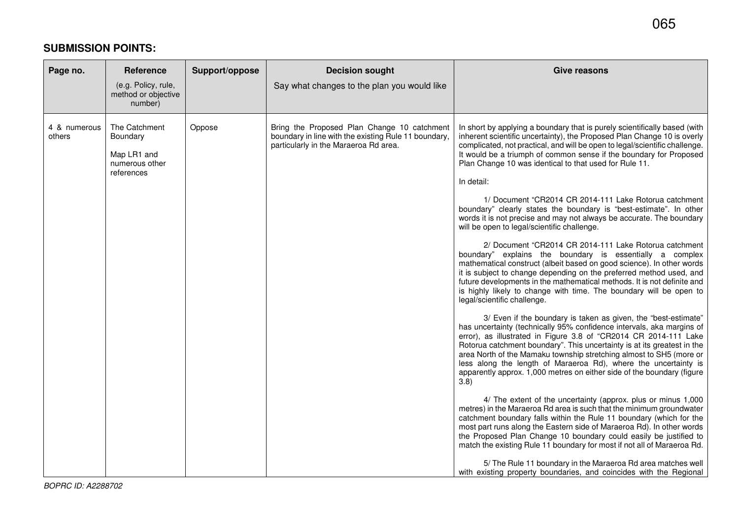## SUBMISSION POINTS:

| Page no. | Reference (e.g. Policy, rule, method or objective number) | Support/oppose | Decision sought Say what changes to the plan you would like | Give reasons |
|---|---|---|---|---|
| 4 & numerous others | The Catchment Boundary<br><br>Map LR1 and numerous other references | Oppose | Bring the Proposed Plan Change 10 catchment boundary in line with the existing Rule 11 boundary, particularly in the Maraeroa Rd area. | In short by applying a boundary that is purely scientifically based (with inherent scientific uncertainty), the Proposed Plan Change 10 is overly complicated, not practical, and will be open to legal/scientific challenge. It would be a triumph of common sense if the boundary for Proposed Plan Change 10 was identical to that used for Rule 11.<br><br>In detail:<br><br>1/ Document "CR2014 CR 2014-111 Lake Rotorua catchment boundary" clearly states the boundary is "best-estimate". In other words it is not precise and may not always be accurate. The boundary will be open to legal/scientific challenge.<br><br>2/ Document "CR2014 CR 2014-111 Lake Rotorua catchment boundary" explains the boundary is essentially a complex mathematical construct (albeit based on good science). In other words it is subject to change depending on the preferred method used, and future developments in the mathematical methods. It is not definite and is highly likely to change with time. The boundary will be open to legal/scientific challenge.<br><br>3/ Even if the boundary is taken as given, the "best-estimate" has uncertainty (technically 95% confidence intervals, aka margins of error), as illustrated in Figure 3.8 of "CR2014 CR 2014-111 Lake Rotorua catchment boundary". This uncertainty is at its greatest in the area North of the Mamaku township stretching almost to SH5 (more or less along the length of Maraeroa Rd), where the uncertainty is apparently approx. 1,000 metres on either side of the boundary (figure 3.8)<br><br>4/ The extent of the uncertainty (approx. plus or minus 1,000 metres) in the Maraeroa Rd area is such that the minimum groundwater catchment boundary falls within the Rule 11 boundary (which for the most part runs along the Eastern side of Maraeroa Rd). In other words the Proposed Plan Change 10 boundary could easily be justified to match the existing Rule 11 boundary for most if not all of Maraeroa Rd.<br><br>5/ The Rule 11 boundary in the Maraeroa Rd area matches well with existing property boundaries, and coincides with the Regional |

*BOPRC ID: A2288702*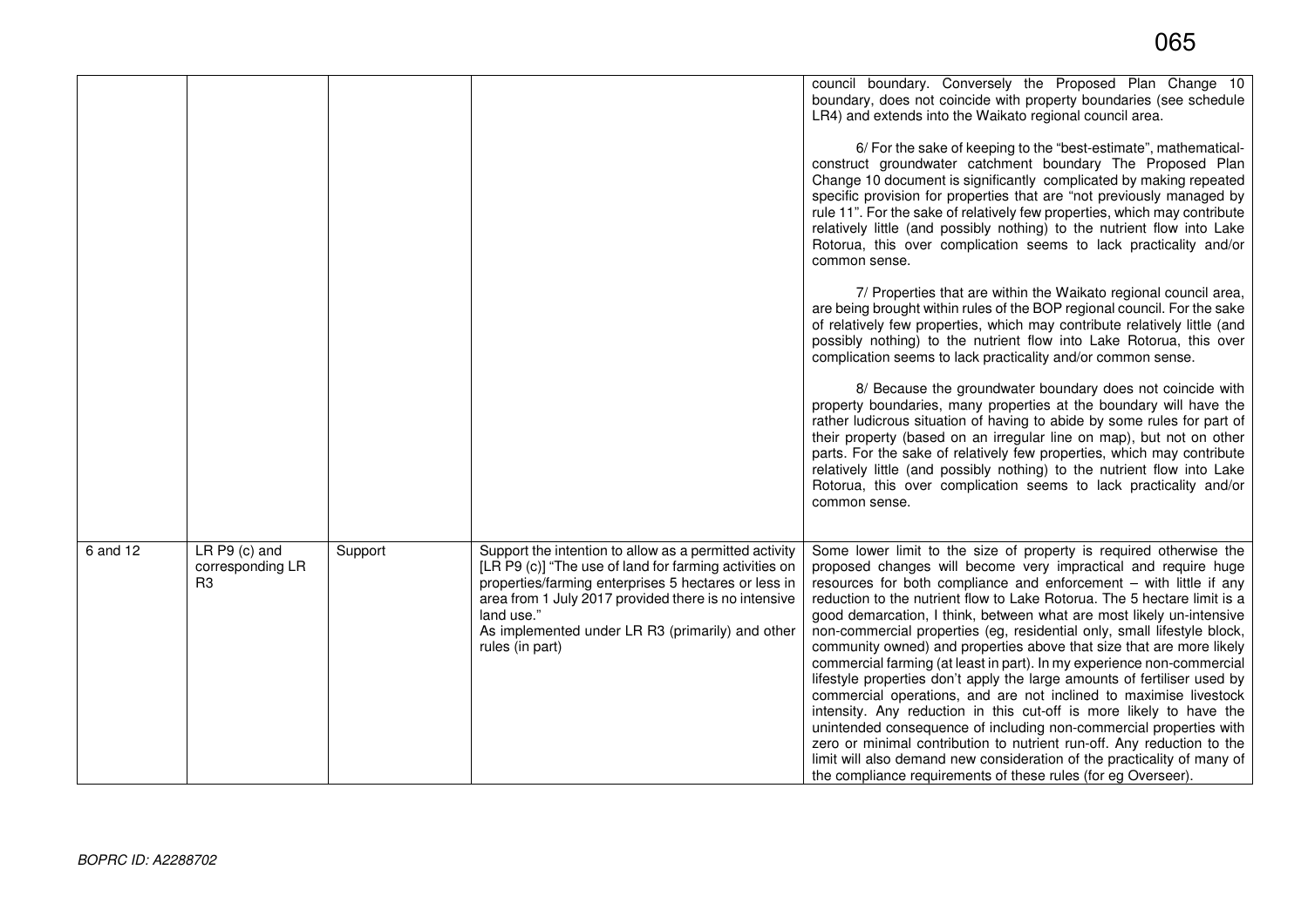| | | | | |
|---|---|---|---|---|
| | | | | council boundary. Conversely the Proposed Plan Change 10 boundary, does not coincide with property boundaries (see schedule LR4) and extends into the Waikato regional council area.<br><br>6/ For the sake of keeping to the "best-estimate", mathematical-construct groundwater catchment boundary The Proposed Plan Change 10 document is significantly complicated by making repeated specific provision for properties that are "not previously managed by rule 11". For the sake of relatively few properties, which may contribute relatively little (and possibly nothing) to the nutrient flow into Lake Rotorua, this over complication seems to lack practicality and/or common sense.<br><br>7/ Properties that are within the Waikato regional council area, are being brought within rules of the BOP regional council. For the sake of relatively few properties, which may contribute relatively little (and possibly nothing) to the nutrient flow into Lake Rotorua, this over complication seems to lack practicality and/or common sense.<br><br>8/ Because the groundwater boundary does not coincide with property boundaries, many properties at the boundary will have the rather ludicrous situation of having to abide by some rules for part of their property (based on an irregular line on map), but not on other parts. For the sake of relatively few properties, which may contribute relatively little (and possibly nothing) to the nutrient flow into Lake Rotorua, this over complication seems to lack practicality and/or common sense. |
| 6 and 12 | LR P9 (c) and corresponding LR R3 | Support | Support the intention to allow as a permitted activity [LR P9 (c)] "The use of land for farming activities on properties/farming enterprises 5 hectares or less in area from 1 July 2017 provided there is no intensive land use."<br>As implemented under LR R3 (primarily) and other rules (in part) | Some lower limit to the size of property is required otherwise the proposed changes will become very impractical and require huge resources for both compliance and enforcement – with little if any reduction to the nutrient flow to Lake Rotorua. The 5 hectare limit is a good demarcation, I think, between what are most likely un-intensive non-commercial properties (eg, residential only, small lifestyle block, community owned) and properties above that size that are more likely commercial farming (at least in part). In my experience non-commercial lifestyle properties don't apply the large amounts of fertiliser used by commercial operations, and are not inclined to maximise livestock intensity. Any reduction in this cut-off is more likely to have the unintended consequence of including non-commercial properties with zero or minimal contribution to nutrient run-off. Any reduction to the limit will also demand new consideration of the practicality of many of the compliance requirements of these rules (for eg Overseer). |

*BOPRC ID: A2288702*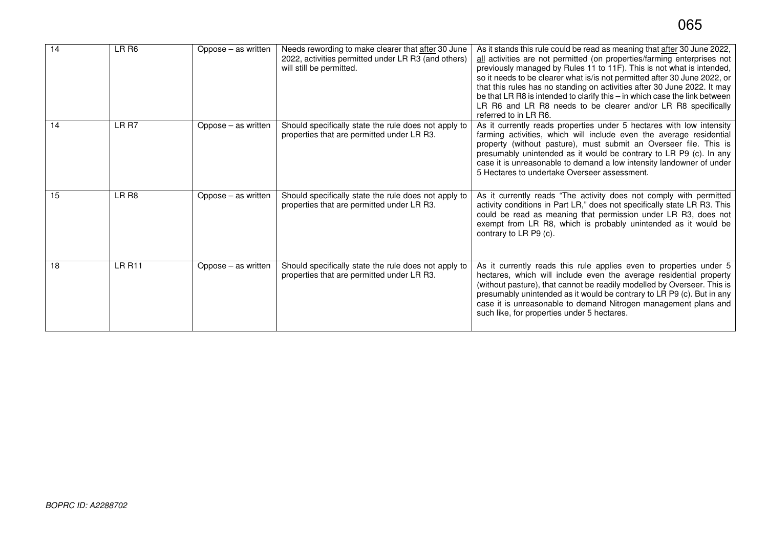| | | | | |
|---|---|---|---|---|
| 14 | LR R6 | Oppose – as written | Needs rewording to make clearer that <u>after</u> 30 June 2022, activities permitted under LR R3 (and others) will still be permitted. | As it stands this rule could be read as meaning that <u>after</u> 30 June 2022, <u>all</u> activities are not permitted (on properties/farming enterprises not previously managed by Rules 11 to 11F). This is not what is intended, so it needs to be clearer what is/is not permitted after 30 June 2022, or that this rules has no standing on activities after 30 June 2022. It may be that LR R8 is intended to clarify this – in which case the link between LR R6 and LR R8 needs to be clearer and/or LR R8 specifically referred to in LR R6. |
| 14 | LR R7 | Oppose – as written | Should specifically state the rule does not apply to properties that are permitted under LR R3. | As it currently reads properties under 5 hectares with low intensity farming activities, which will include even the average residential property (without pasture), must submit an Overseer file. This is presumably unintended as it would be contrary to LR P9 (c). In any case it is unreasonable to demand a low intensity landowner of under 5 Hectares to undertake Overseer assessment. |
| 15 | LR R8 | Oppose – as written | Should specifically state the rule does not apply to properties that are permitted under LR R3. | As it currently reads "The activity does not comply with permitted activity conditions in Part LR," does not specifically state LR R3. This could be read as meaning that permission under LR R3, does not exempt from LR R8, which is probably unintended as it would be contrary to LR P9 (c). |
| 18 | LR R11 | Oppose – as written | Should specifically state the rule does not apply to properties that are permitted under LR R3. | As it currently reads this rule applies even to properties under 5 hectares, which will include even the average residential property (without pasture), that cannot be readily modelled by Overseer. This is presumably unintended as it would be contrary to LR P9 (c). But in any case it is unreasonable to demand Nitrogen management plans and such like, for properties under 5 hectares. |